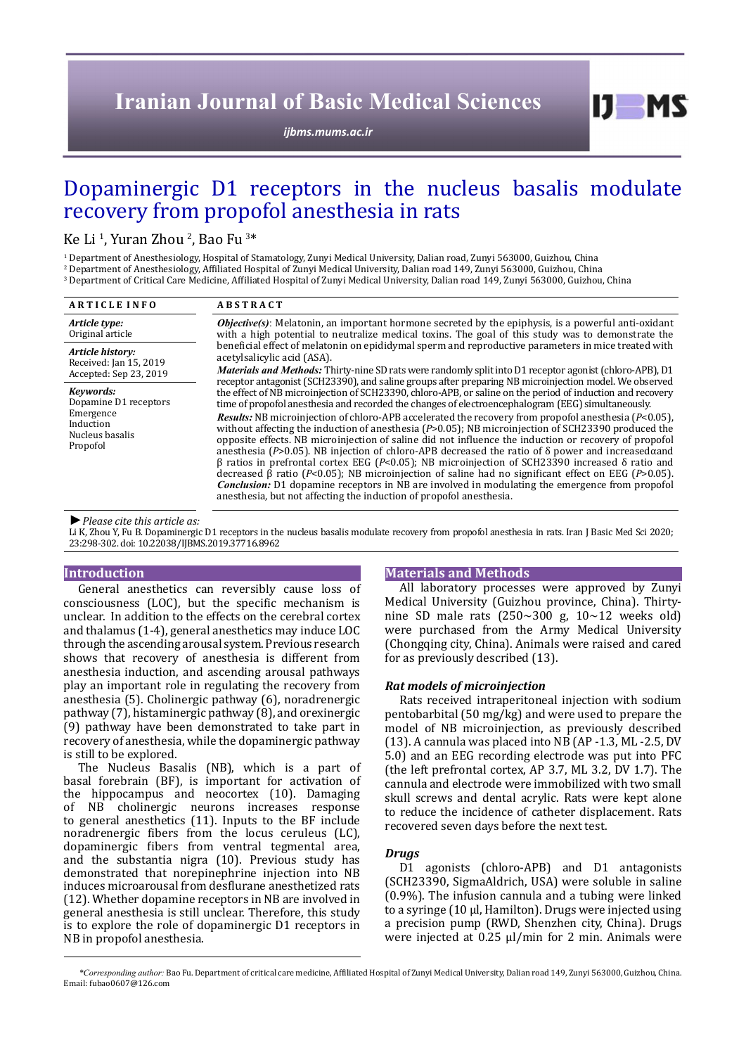# Dopaminergic D1 receptors in the nucleus basalis modulate recovery from propofol anesthesia in rats

Ke Li [1], Yuran Zhou [2], Bao Fu [3]*

[1] Department of Anesthesiology, Hospital of Stamatology, Zunyi Medical University, Dalian road, Zunyi 563000, Guizhou, China
[2] Department of Anesthesiology, Affiliated Hospital of Zunyi Medical University, Dalian road 149, Zunyi 563000, Guizhou, China
[3] Department of Critical Care Medicine, Affiliated Hospital of Zunyi Medical University, Dalian road 149, Zunyi 563000, Guizhou, China

**ARTICLE INFO**

*Article type:*
Original article

*Article history:*
Received: Jan 15, 2019
Accepted: Sep 23, 2019

*Keywords:*
Dopamine D1 receptors
Emergence
Induction
Nucleus basalis
Propofol

**ABSTRACT**

***Objective(s)***: Melatonin, an important hormone secreted by the epiphysis, is a powerful anti-oxidant with a high potential to neutralize medical toxins. The goal of this study was to demonstrate the beneficial effect of melatonin on epididymal sperm and reproductive parameters in mice treated with acetylsalicylic acid (ASA).

***Materials and Methods:*** Thirty-nine SD rats were randomly split into D1 receptor agonist (chloro-APB), D1 receptor antagonist (SCH23390), and saline groups after preparing NB microinjection model. We observed the effect of NB microinjection of SCH23390, chloro-APB, or saline on the period of induction and recovery time of propofol anesthesia and recorded the changes of electroencephalogram (EEG) simultaneously.

***Results:*** NB microinjection of chloro-APB accelerated the recovery from propofol anesthesia ($P$<0.05), without affecting the induction of anesthesia ($P$>0.05); NB microinjection of SCH23390 produced the opposite effects. NB microinjection of saline did not influence the induction or recovery of propofol anesthesia ($P$>0.05). NB injection of chloro-APB decreased the ratio of δ power and increased α and β ratios in prefrontal cortex EEG ($P$<0.05); NB microinjection of SCH23390 increased δ ratio and decreased β ratio ($P$<0.05); NB microinjection of saline had no significant effect on EEG ($P$>0.05).

***Conclusion:*** D1 dopamine receptors in NB are involved in modulating the emergence from propofol anesthesia, but not affecting the induction of propofol anesthesia.

► *Please cite this article as:*

Li K, Zhou Y, Fu B. Dopaminergic D1 receptors in the nucleus basalis modulate recovery from propofol anesthesia in rats. Iran J Basic Med Sci 2020; 23:298-302. doi: 10.22038/IJBMS.2019.37716.8962

## Introduction

General anesthetics can reversibly cause loss of consciousness (LOC), but the specific mechanism is unclear. In addition to the effects on the cerebral cortex and thalamus (1-4), general anesthetics may induce LOC through the ascending arousal system. Previous research shows that recovery of anesthesia is different from anesthesia induction, and ascending arousal pathways play an important role in regulating the recovery from anesthesia (5). Cholinergic pathway (6), noradrenergic pathway (7), histaminergic pathway (8), and orexinergic (9) pathway have been demonstrated to take part in recovery of anesthesia, while the dopaminergic pathway is still to be explored.

The Nucleus Basalis (NB), which is a part of basal forebrain (BF), is important for activation of the hippocampus and neocortex (10). Damaging of NB cholinergic neurons increases response to general anesthetics (11). Inputs to the BF include noradrenergic fibers from the locus ceruleus (LC), dopaminergic fibers from ventral tegmental area, and the substantia nigra (10). Previous study has demonstrated that norepinephrine injection into NB induces microarousal from desflurane anesthetized rats (12). Whether dopamine receptors in NB are involved in general anesthesia is still unclear. Therefore, this study is to explore the role of dopaminergic D1 receptors in NB in propofol anesthesia.

## Materials and Methods

All laboratory processes were approved by Zunyi Medical University (Guizhou province, China). Thirty-nine SD male rats (250~300 g, 10~12 weeks old) were purchased from the Army Medical University (Chongqing city, China). Animals were raised and cared for as previously described (13).

### Rat models of microinjection

Rats received intraperitoneal injection with sodium pentobarbital (50 mg/kg) and were used to prepare the model of NB microinjection, as previously described (13). A cannula was placed into NB (AP -1.3, ML -2.5, DV 5.0) and an EEG recording electrode was put into PFC (the left prefrontal cortex, AP 3.7, ML 3.2, DV 1.7). The cannula and electrode were immobilized with two small skull screws and dental acrylic. Rats were kept alone to reduce the incidence of catheter displacement. Rats recovered seven days before the next test.

### Drugs

D1 agonists (chloro-APB) and D1 antagonists (SCH23390, SigmaAldrich, USA) were soluble in saline (0.9%). The infusion cannula and a tubing were linked to a syringe (10 μl, Hamilton). Drugs were injected using a precision pump (RWD, Shenzhen city, China). Drugs were injected at 0.25 μl/min for 2 min. Animals were

*\*Corresponding author:* Bao Fu. Department of critical care medicine, Affiliated Hospital of Zunyi Medical University, Dalian road 149, Zunyi 563000, Guizhou, China. Email: fubao0607@126.com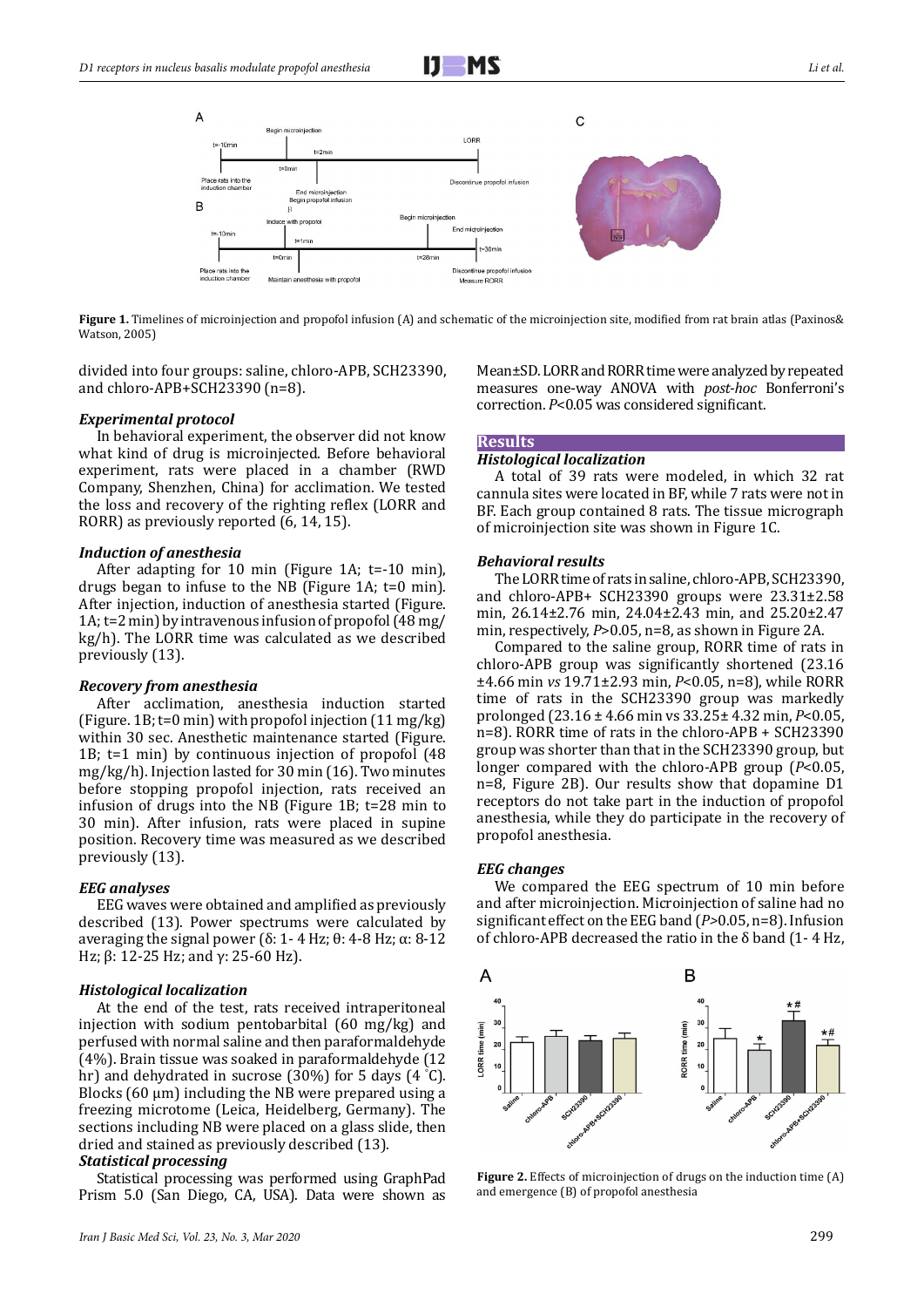**Figure 1.** Timelines of microinjection and propofol infusion (A) and schematic of the microinjection site, modified from rat brain atlas (Paxinos& Watson, 2005)

divided into four groups: saline, chloro-APB, SCH23390, and chloro-APB+SCH23390 (n=8).

### *Experimental protocol*

In behavioral experiment, the observer did not know what kind of drug is microinjected. Before behavioral experiment, rats were placed in a chamber (RWD Company, Shenzhen, China) for acclimation. We tested the loss and recovery of the righting reflex (LORR and RORR) as previously reported (6, 14, 15).

### *Induction of anesthesia*

After adapting for 10 min (Figure 1A; t=-10 min), drugs began to infuse to the NB (Figure 1A; t=0 min). After injection, induction of anesthesia started (Figure. 1A; t=2 min) by intravenous infusion of propofol (48 mg/kg/h). The LORR time was calculated as we described previously (13).

### *Recovery from anesthesia*

After acclimation, anesthesia induction started (Figure. 1B; t=0 min) with propofol injection (11 mg/kg) within 30 sec. Anesthetic maintenance started (Figure. 1B; t=1 min) by continuous injection of propofol (48 mg/kg/h). Injection lasted for 30 min (16). Two minutes before stopping propofol injection, rats received an infusion of drugs into the NB (Figure 1B; t=28 min to 30 min). After infusion, rats were placed in supine position. Recovery time was measured as we described previously (13).

### *EEG analyses*

EEG waves were obtained and amplified as previously described (13). Power spectrums were calculated by averaging the signal power (δ: 1- 4 Hz; θ: 4-8 Hz; α: 8-12 Hz; β: 12-25 Hz; and γ: 25-60 Hz).

### *Histological localization*

At the end of the test, rats received intraperitoneal injection with sodium pentobarbital (60 mg/kg) and perfused with normal saline and then paraformaldehyde (4%). Brain tissue was soaked in paraformaldehyde (12 hr) and dehydrated in sucrose (30%) for 5 days (4 °C). Blocks (60 μm) including the NB were prepared using a freezing microtome (Leica, Heidelberg, Germany). The sections including NB were placed on a glass slide, then dried and stained as previously described (13).

### *Statistical processing*

Statistical processing was performed using GraphPad Prism 5.0 (San Diego, CA, USA). Data were shown as Mean±SD. LORR and RORR time were analyzed by repeated measures one-way ANOVA with *post-hoc* Bonferroni's correction. $P<0.05$ was considered significant.

## Results

### *Histological localization*

A total of 39 rats were modeled, in which 32 rat cannula sites were located in BF, while 7 rats were not in BF. Each group contained 8 rats. The tissue micrograph of microinjection site was shown in Figure 1C.

### *Behavioral results*

The LORR time of rats in saline, chloro-APB, SCH23390, and chloro-APB+ SCH23390 groups were 23.31±2.58 min, 26.14±2.76 min, 24.04±2.43 min, and 25.20±2.47 min, respectively, $P>0.05$, n=8, as shown in Figure 2A.

Compared to the saline group, RORR time of rats in chloro-APB group was significantly shortened (23.16 ±4.66 min *vs* 19.71±2.93 min, $P<0.05$, n=8), while RORR time of rats in the SCH23390 group was markedly prolonged (23.16 ± 4.66 min vs 33.25± 4.32 min, $P<0.05$, n=8). RORR time of rats in the chloro-APB + SCH23390 group was shorter than that in the SCH23390 group, but longer compared with the chloro-APB group ($P<0.05$, n=8, Figure 2B). Our results show that dopamine D1 receptors do not take part in the induction of propofol anesthesia, while they do participate in the recovery of propofol anesthesia.

### *EEG changes*

We compared the EEG spectrum of 10 min before and after microinjection. Microinjection of saline had no significant effect on the EEG band ($P>0.05$, n=8). Infusion of chloro-APB decreased the ratio in the δ band (1- 4 Hz,

**Figure 2.** Effects of microinjection of drugs on the induction time (A) and emergence (B) of propofol anesthesia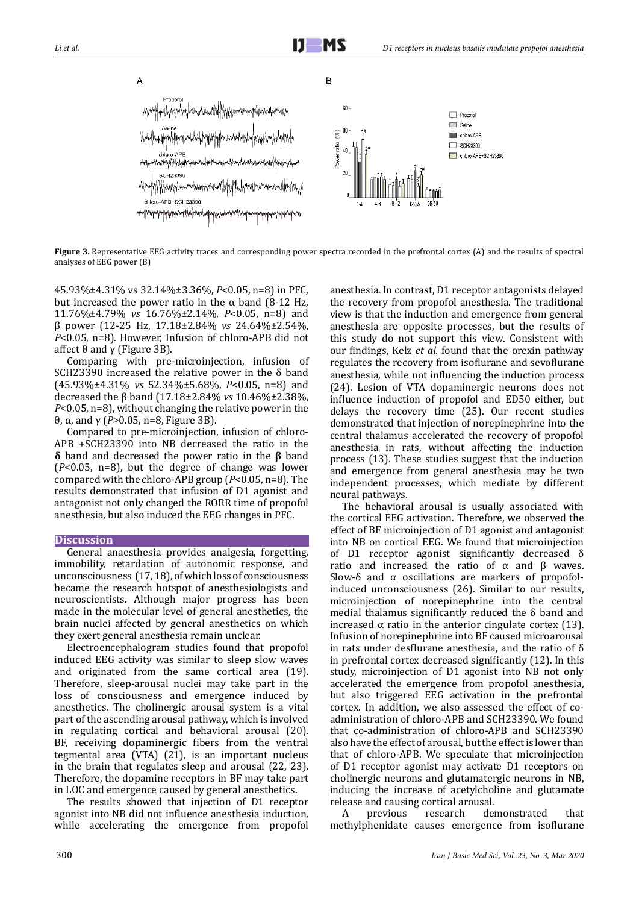**Figure 3.** Representative EEG activity traces and corresponding power spectra recorded in the prefrontal cortex (A) and the results of spectral analyses of EEG power (B)

45.93%±4.31% vs 32.14%±3.36%, $P<0.05$, n=8) in PFC, but increased the power ratio in the α band (8-12 Hz, 11.76%±4.79% *vs* 16.76%±2.14%, $P<0.05$, n=8) and β power (12-25 Hz, 17.18±2.84% *vs* 24.64%±2.54%, $P<0.05$, n=8). However, Infusion of chloro-APB did not affect θ and γ (Figure 3B).

Comparing with pre-microinjection, infusion of SCH23390 increased the relative power in the δ band (45.93%±4.31% *vs* 52.34%±5.68%, $P<0.05$, n=8) and decreased the β band (17.18±2.84% *vs* 10.46%±2.38%, $P<0.05$, n=8), without changing the relative power in the θ, α, and γ ($P>0.05$, n=8, Figure 3B).

Compared to pre-microinjection, infusion of chloro-APB +SCH23390 into NB decreased the ratio in the **δ** band and decreased the power ratio in the **β** band ($P<0.05$, n=8), but the degree of change was lower compared with the chloro-APB group ($P<0.05$, n=8). The results demonstrated that infusion of D1 agonist and antagonist not only changed the RORR time of propofol anesthesia, but also induced the EEG changes in PFC.

## Discussion

General anaesthesia provides analgesia, forgetting, immobility, retardation of autonomic response, and unconsciousness (17, 18), of which loss of consciousness became the research hotspot of anesthesiologists and neuroscientists. Although major progress has been made in the molecular level of general anesthetics, the brain nuclei affected by general anesthetics on which they exert general anesthesia remain unclear.

Electroencephalogram studies found that propofol induced EEG activity was similar to sleep slow waves and originated from the same cortical area (19). Therefore, sleep-arousal nuclei may take part in the loss of consciousness and emergence induced by anesthetics. The cholinergic arousal system is a vital part of the ascending arousal pathway, which is involved in regulating cortical and behavioral arousal (20). BF, receiving dopaminergic fibers from the ventral tegmental area (VTA) (21), is an important nucleus in the brain that regulates sleep and arousal (22, 23). Therefore, the dopamine receptors in BF may take part in LOC and emergence caused by general anesthetics.

The results showed that injection of D1 receptor agonist into NB did not influence anesthesia induction, while accelerating the emergence from propofol anesthesia. In contrast, D1 receptor antagonists delayed the recovery from propofol anesthesia. The traditional view is that the induction and emergence from general anesthesia are opposite processes, but the results of this study do not support this view. Consistent with our findings, Kelz *et al.* found that the orexin pathway regulates the recovery from isoflurane and sevoflurane anesthesia, while not influencing the induction process (24). Lesion of VTA dopaminergic neurons does not influence induction of propofol and ED50 either, but delays the recovery time (25). Our recent studies demonstrated that injection of norepinephrine into the central thalamus accelerated the recovery of propofol anesthesia in rats, without affecting the induction process (13). These studies suggest that the induction and emergence from general anesthesia may be two independent processes, which mediate by different neural pathways.

The behavioral arousal is usually associated with the cortical EEG activation. Therefore, we observed the effect of BF microinjection of D1 agonist and antagonist into NB on cortical EEG. We found that microinjection of D1 receptor agonist significantly decreased δ ratio and increased the ratio of α and β waves. Slow-δ and α oscillations are markers of propofol-induced unconsciousness (26). Similar to our results, microinjection of norepinephrine into the central medial thalamus significantly reduced the δ band and increased α ratio in the anterior cingulate cortex (13). Infusion of norepinephrine into BF caused microarousal in rats under desflurane anesthesia, and the ratio of δ in prefrontal cortex decreased significantly (12). In this study, microinjection of D1 agonist into NB not only accelerated the emergence from propofol anesthesia, but also triggered EEG activation in the prefrontal cortex. In addition, we also assessed the effect of co-administration of chloro-APB and SCH23390. We found that co-administration of chloro-APB and SCH23390 also have the effect of arousal, but the effect is lower than that of chloro-APB. We speculate that microinjection of D1 receptor agonist may activate D1 receptors on cholinergic neurons and glutamatergic neurons in NB, inducing the increase of acetylcholine and glutamate release and causing cortical arousal.

A previous research demonstrated that methylphenidate causes emergence from isoflurane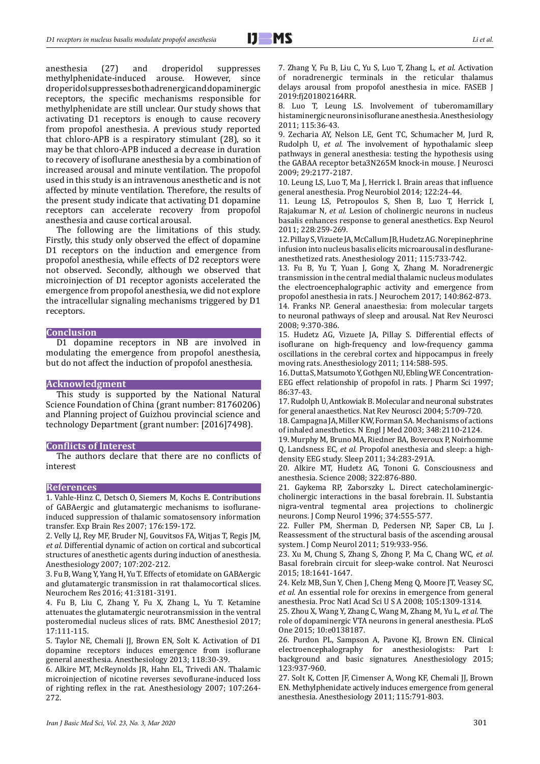anesthesia (27) and droperidol suppresses methylphenidate-induced arouse. However, since droperidol suppresses both adrenergic and dopaminergic receptors, the specific mechanisms responsible for methylphenidate are still unclear. Our study shows that activating D1 receptors is enough to cause recovery from propofol anesthesia. A previous study reported that chloro-APB is a respiratory stimulant (28), so it may be that chloro-APB induced a decrease in duration to recovery of isoflurane anesthesia by a combination of increased arousal and minute ventilation. The propofol used in this study is an intravenous anesthetic and is not affected by minute ventilation. Therefore, the results of the present study indicate that activating D1 dopamine receptors can accelerate recovery from propofol anesthesia and cause cortical arousal.

The following are the limitations of this study. Firstly, this study only observed the effect of dopamine D1 receptors on the induction and emergence from propofol anesthesia, while effects of D2 receptors were not observed. Secondly, although we observed that microinjection of D1 receptor agonists accelerated the emergence from propofol anesthesia, we did not explore the intracellular signaling mechanisms triggered by D1 receptors.

## Conclusion

D1 dopamine receptors in NB are involved in modulating the emergence from propofol anesthesia, but do not affect the induction of propofol anesthesia.

## Acknowledgment

This study is supported by the National Natural Science Foundation of China (grant number: 81760206) and Planning project of Guizhou provincial science and technology Department (grant number: [2016]7498).

## Conflicts of Interest

The authors declare that there are no conflicts of interest

## References

1. Vahle-Hinz C, Detsch O, Siemers M, Kochs E. Contributions of GABAergic and glutamatergic mechanisms to isoflurane-induced suppression of thalamic somatosensory information transfer. Exp Brain Res 2007; 176:159-172.
2. Velly LJ, Rey MF, Bruder NJ, Gouvitsos FA, Witjas T, Regis JM, *et al.* Differential dynamic of action on cortical and subcortical structures of anesthetic agents during induction of anesthesia. Anesthesiology 2007; 107:202-212.
3. Fu B, Wang Y, Yang H, Yu T. Effects of etomidate on GABAergic and glutamatergic transmission in rat thalamocortical slices. Neurochem Res 2016; 41:3181-3191.
4. Fu B, Liu C, Zhang Y, Fu X, Zhang L, Yu T. Ketamine attenuates the glutamatergic neurotransmission in the ventral posteromedial nucleus slices of rats. BMC Anesthesiol 2017; 17:111-115.
5. Taylor NE, Chemali JJ, Brown EN, Solt K. Activation of D1 dopamine receptors induces emergence from isoflurane general anesthesia. Anesthesiology 2013; 118:30-39.
6. Alkire MT, McReynolds JR, Hahn EL, Trivedi AN. Thalamic microinjection of nicotine reverses sevoflurane-induced loss of righting reflex in the rat. Anesthesiology 2007; 107:264-272.
7. Zhang Y, Fu B, Liu C, Yu S, Luo T, Zhang L, *et al.* Activation of noradrenergic terminals in the reticular thalamus delays arousal from propofol anesthesia in mice. FASEB J 2019:fj201802164RR.
8. Luo T, Leung LS. Involvement of tuberomamillary histaminergic neurons in isoflurane anesthesia. Anesthesiology 2011; 115:36-43.
9. Zecharia AY, Nelson LE, Gent TC, Schumacher M, Jurd R, Rudolph U, *et al.* The involvement of hypothalamic sleep pathways in general anesthesia: testing the hypothesis using the GABAA receptor beta3N265M knock-in mouse. J Neurosci 2009; 29:2177-2187.
10. Leung LS, Luo T, Ma J, Herrick I. Brain areas that influence general anesthesia. Prog Neurobiol 2014; 122:24-44.
11. Leung LS, Petropoulos S, Shen B, Luo T, Herrick I, Rajakumar N, *et al.* Lesion of cholinergic neurons in nucleus basalis enhances response to general anesthetics. Exp Neurol 2011; 228:259-269.
12. Pillay S, Vizuete JA, McCallum JB, Hudetz AG. Norepinephrine infusion into nucleus basalis elicits microarousal in desflurane-anesthetized rats. Anesthesiology 2011; 115:733-742.
13. Fu B, Yu T, Yuan J, Gong X, Zhang M. Noradrenergic transmission in the central medial thalamic nucleus modulates the electroencephalographic activity and emergence from propofol anesthesia in rats. J Neurochem 2017; 140:862-873.
14. Franks NP. General anaesthesia: from molecular targets to neuronal pathways of sleep and arousal. Nat Rev Neurosci 2008; 9:370-386.
15. Hudetz AG, Vizuete JA, Pillay S. Differential effects of isoflurane on high-frequency and low-frequency gamma oscillations in the cerebral cortex and hippocampus in freely moving rats. Anesthesiology 2011; 114:588-595.
16. Dutta S, Matsumoto Y, Gothgen NU, Ebling WF. Concentration-EEG effect relationship of propofol in rats. J Pharm Sci 1997; 86:37-43.
17. Rudolph U, Antkowiak B. Molecular and neuronal substrates for general anaesthetics. Nat Rev Neurosci 2004; 5:709-720.
18. Campagna JA, Miller KW, Forman SA. Mechanisms of actions of inhaled anesthetics. N Engl J Med 2003; 348:2110-2124.
19. Murphy M, Bruno MA, Riedner BA, Boveroux P, Noirhomme Q, Landsness EC, *et al.* Propofol anesthesia and sleep: a high-density EEG study. Sleep 2011; 34:283-291A.
20. Alkire MT, Hudetz AG, Tononi G. Consciousness and anesthesia. Science 2008; 322:876-880.
21. Gaykema RP, Zaborszky L. Direct catecholaminergic-cholinergic interactions in the basal forebrain. II. Substantia nigra-ventral tegmental area projections to cholinergic neurons. J Comp Neurol 1996; 374:555-577.
22. Fuller PM, Sherman D, Pedersen NP, Saper CB, Lu J. Reassessment of the structural basis of the ascending arousal system. J Comp Neurol 2011; 519:933-956.
23. Xu M, Chung S, Zhang S, Zhong P, Ma C, Chang WC, *et al.* Basal forebrain circuit for sleep-wake control. Nat Neurosci 2015; 18:1641-1647.
24. Kelz MB, Sun Y, Chen J, Cheng Meng Q, Moore JT, Veasey SC, *et al.* An essential role for orexins in emergence from general anesthesia. Proc Natl Acad Sci U S A 2008; 105:1309-1314.
25. Zhou X, Wang Y, Zhang C, Wang M, Zhang M, Yu L, *et al.* The role of dopaminergic VTA neurons in general anesthesia. PLoS One 2015; 10:e0138187.
26. Purdon PL, Sampson A, Pavone KJ, Brown EN. Clinical electroencephalography for anesthesiologists: Part I: background and basic signatures. Anesthesiology 2015; 123:937-960.
27. Solt K, Cotten JF, Cimenser A, Wong KF, Chemali JJ, Brown EN. Methylphenidate actively induces emergence from general anesthesia. Anesthesiology 2011; 115:791-803.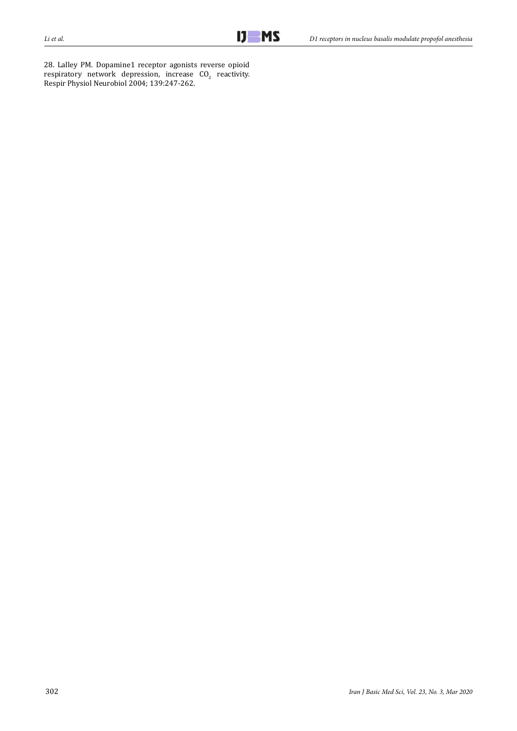28. Lalley PM. Dopamine1 receptor agonists reverse opioid respiratory network depression, increase $CO_2$ reactivity. Respir Physiol Neurobiol 2004; 139:247-262.